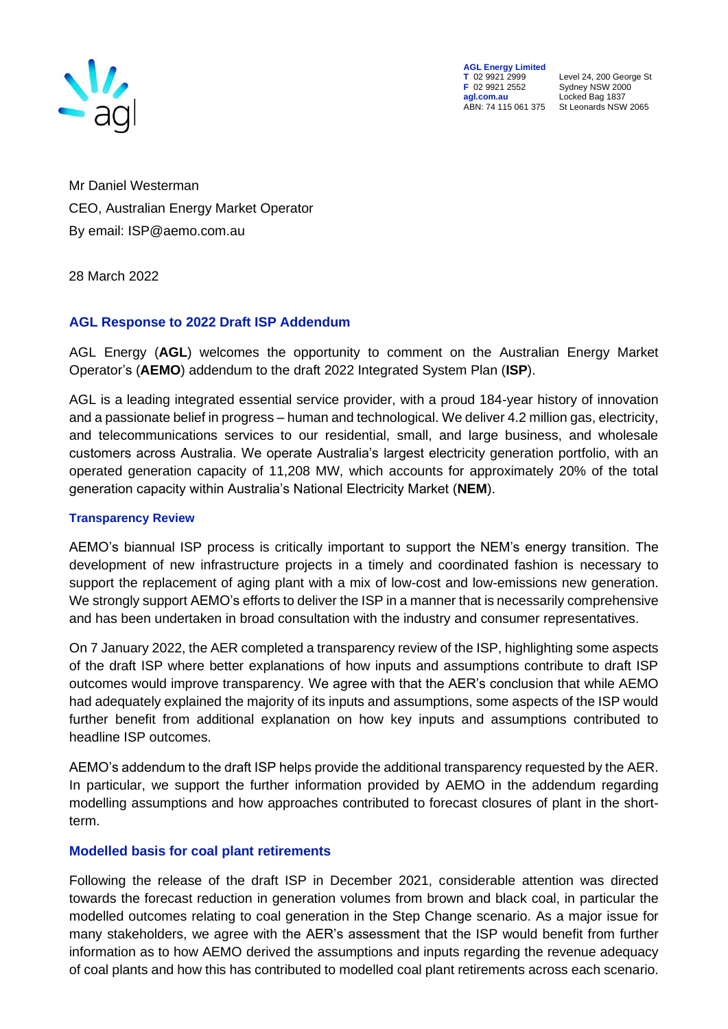AGL Energy Limited
T 02 9921 2999
F 02 9921 2552
agl.com.au
ABN: 74 115 061 375

Level 24, 200 George St
Sydney NSW 2000
Locked Bag 1837
St Leonards NSW 2065

Mr Daniel Westerman
CEO, Australian Energy Market Operator
By email: ISP@aemo.com.au

28 March 2022

## AGL Response to 2022 Draft ISP Addendum

AGL Energy (**AGL**) welcomes the opportunity to comment on the Australian Energy Market Operator's (**AEMO**) addendum to the draft 2022 Integrated System Plan (**ISP**).

AGL is a leading integrated essential service provider, with a proud 184-year history of innovation and a passionate belief in progress – human and technological. We deliver 4.2 million gas, electricity, and telecommunications services to our residential, small, and large business, and wholesale customers across Australia. We operate Australia's largest electricity generation portfolio, with an operated generation capacity of 11,208 MW, which accounts for approximately 20% of the total generation capacity within Australia's National Electricity Market (**NEM**).

### Transparency Review

AEMO's biannual ISP process is critically important to support the NEM's energy transition. The development of new infrastructure projects in a timely and coordinated fashion is necessary to support the replacement of aging plant with a mix of low-cost and low-emissions new generation. We strongly support AEMO's efforts to deliver the ISP in a manner that is necessarily comprehensive and has been undertaken in broad consultation with the industry and consumer representatives.

On 7 January 2022, the AER completed a transparency review of the ISP, highlighting some aspects of the draft ISP where better explanations of how inputs and assumptions contribute to draft ISP outcomes would improve transparency. We agree with that the AER's conclusion that while AEMO had adequately explained the majority of its inputs and assumptions, some aspects of the ISP would further benefit from additional explanation on how key inputs and assumptions contributed to headline ISP outcomes.

AEMO's addendum to the draft ISP helps provide the additional transparency requested by the AER. In particular, we support the further information provided by AEMO in the addendum regarding modelling assumptions and how approaches contributed to forecast closures of plant in the short-term.

### Modelled basis for coal plant retirements

Following the release of the draft ISP in December 2021, considerable attention was directed towards the forecast reduction in generation volumes from brown and black coal, in particular the modelled outcomes relating to coal generation in the Step Change scenario. As a major issue for many stakeholders, we agree with the AER's assessment that the ISP would benefit from further information as to how AEMO derived the assumptions and inputs regarding the revenue adequacy of coal plants and how this has contributed to modelled coal plant retirements across each scenario.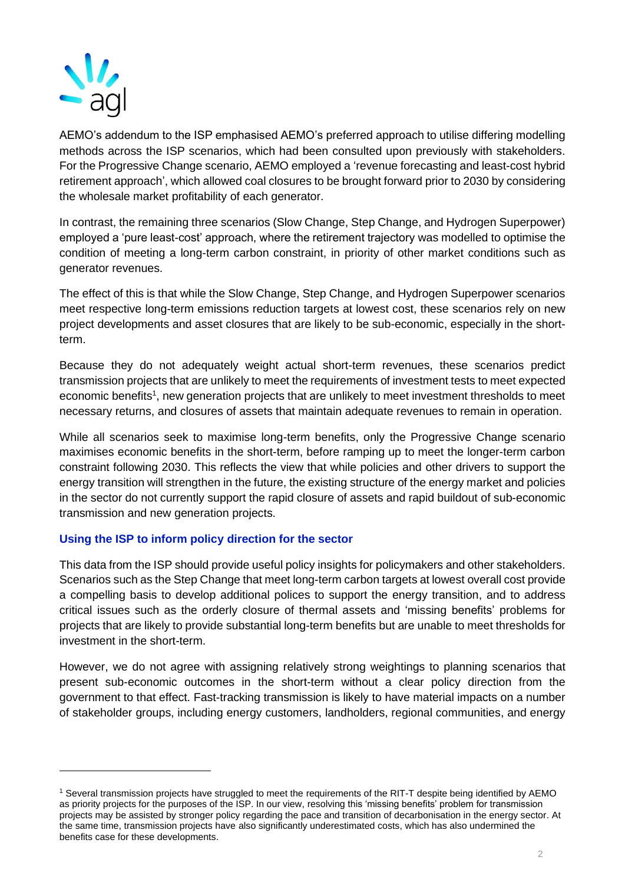AEMO's addendum to the ISP emphasised AEMO's preferred approach to utilise differing modelling methods across the ISP scenarios, which had been consulted upon previously with stakeholders. For the Progressive Change scenario, AEMO employed a 'revenue forecasting and least-cost hybrid retirement approach', which allowed coal closures to be brought forward prior to 2030 by considering the wholesale market profitability of each generator.

In contrast, the remaining three scenarios (Slow Change, Step Change, and Hydrogen Superpower) employed a 'pure least-cost' approach, where the retirement trajectory was modelled to optimise the condition of meeting a long-term carbon constraint, in priority of other market conditions such as generator revenues.

The effect of this is that while the Slow Change, Step Change, and Hydrogen Superpower scenarios meet respective long-term emissions reduction targets at lowest cost, these scenarios rely on new project developments and asset closures that are likely to be sub-economic, especially in the short-term.

Because they do not adequately weight actual short-term revenues, these scenarios predict transmission projects that are unlikely to meet the requirements of investment tests to meet expected economic benefits[1], new generation projects that are unlikely to meet investment thresholds to meet necessary returns, and closures of assets that maintain adequate revenues to remain in operation.

While all scenarios seek to maximise long-term benefits, only the Progressive Change scenario maximises economic benefits in the short-term, before ramping up to meet the longer-term carbon constraint following 2030. This reflects the view that while policies and other drivers to support the energy transition will strengthen in the future, the existing structure of the energy market and policies in the sector do not currently support the rapid closure of assets and rapid buildout of sub-economic transmission and new generation projects.

### Using the ISP to inform policy direction for the sector

This data from the ISP should provide useful policy insights for policymakers and other stakeholders. Scenarios such as the Step Change that meet long-term carbon targets at lowest overall cost provide a compelling basis to develop additional polices to support the energy transition, and to address critical issues such as the orderly closure of thermal assets and 'missing benefits' problems for projects that are likely to provide substantial long-term benefits but are unable to meet thresholds for investment in the short-term.

However, we do not agree with assigning relatively strong weightings to planning scenarios that present sub-economic outcomes in the short-term without a clear policy direction from the government to that effect. Fast-tracking transmission is likely to have material impacts on a number of stakeholder groups, including energy customers, landholders, regional communities, and energy

---

[1] Several transmission projects have struggled to meet the requirements of the RIT-T despite being identified by AEMO as priority projects for the purposes of the ISP. In our view, resolving this 'missing benefits' problem for transmission projects may be assisted by stronger policy regarding the pace and transition of decarbonisation in the energy sector. At the same time, transmission projects have also significantly underestimated costs, which has also undermined the benefits case for these developments.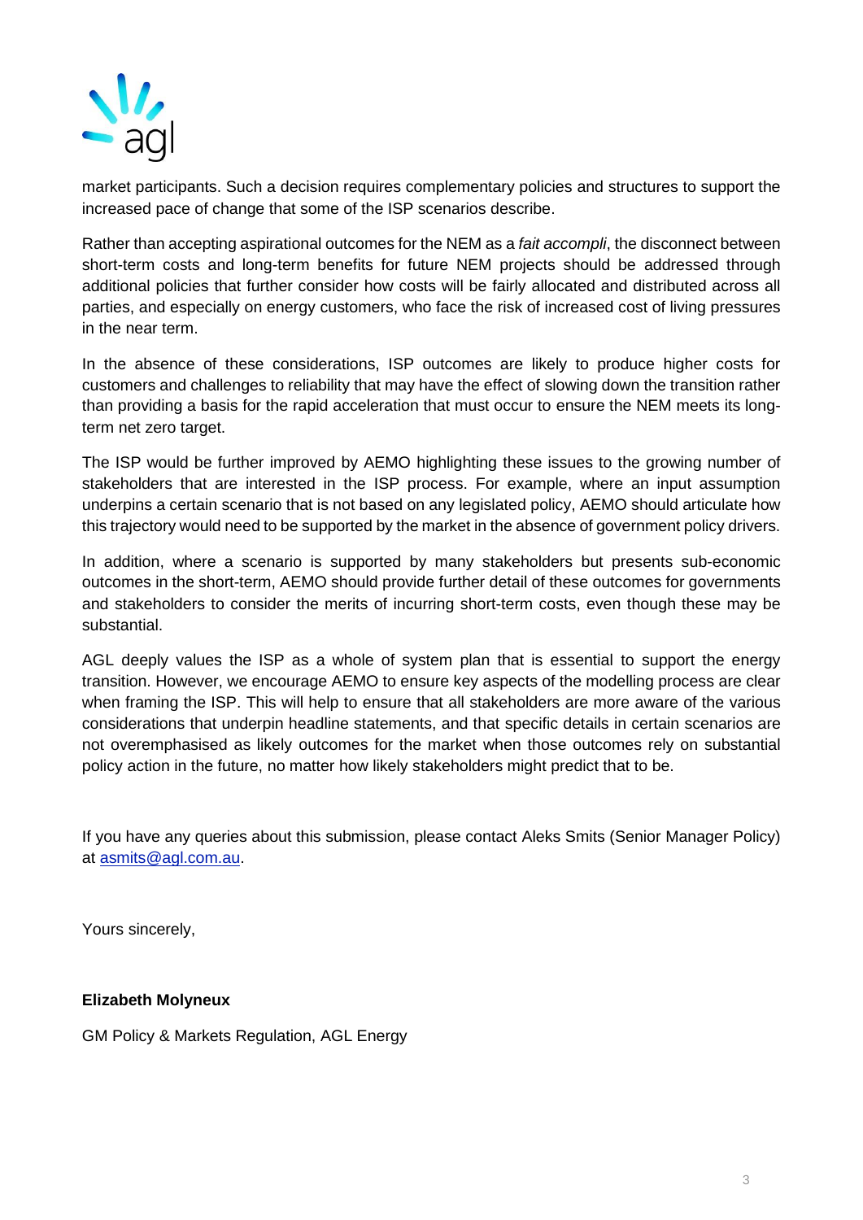market participants. Such a decision requires complementary policies and structures to support the increased pace of change that some of the ISP scenarios describe.

Rather than accepting aspirational outcomes for the NEM as a *fait accompli*, the disconnect between short-term costs and long-term benefits for future NEM projects should be addressed through additional policies that further consider how costs will be fairly allocated and distributed across all parties, and especially on energy customers, who face the risk of increased cost of living pressures in the near term.

In the absence of these considerations, ISP outcomes are likely to produce higher costs for customers and challenges to reliability that may have the effect of slowing down the transition rather than providing a basis for the rapid acceleration that must occur to ensure the NEM meets its long-term net zero target.

The ISP would be further improved by AEMO highlighting these issues to the growing number of stakeholders that are interested in the ISP process. For example, where an input assumption underpins a certain scenario that is not based on any legislated policy, AEMO should articulate how this trajectory would need to be supported by the market in the absence of government policy drivers.

In addition, where a scenario is supported by many stakeholders but presents sub-economic outcomes in the short-term, AEMO should provide further detail of these outcomes for governments and stakeholders to consider the merits of incurring short-term costs, even though these may be substantial.

AGL deeply values the ISP as a whole of system plan that is essential to support the energy transition. However, we encourage AEMO to ensure key aspects of the modelling process are clear when framing the ISP. This will help to ensure that all stakeholders are more aware of the various considerations that underpin headline statements, and that specific details in certain scenarios are not overemphasised as likely outcomes for the market when those outcomes rely on substantial policy action in the future, no matter how likely stakeholders might predict that to be.

If you have any queries about this submission, please contact Aleks Smits (Senior Manager Policy) at asmits@agl.com.au.

Yours sincerely,

**Elizabeth Molyneux**

GM Policy & Markets Regulation, AGL Energy